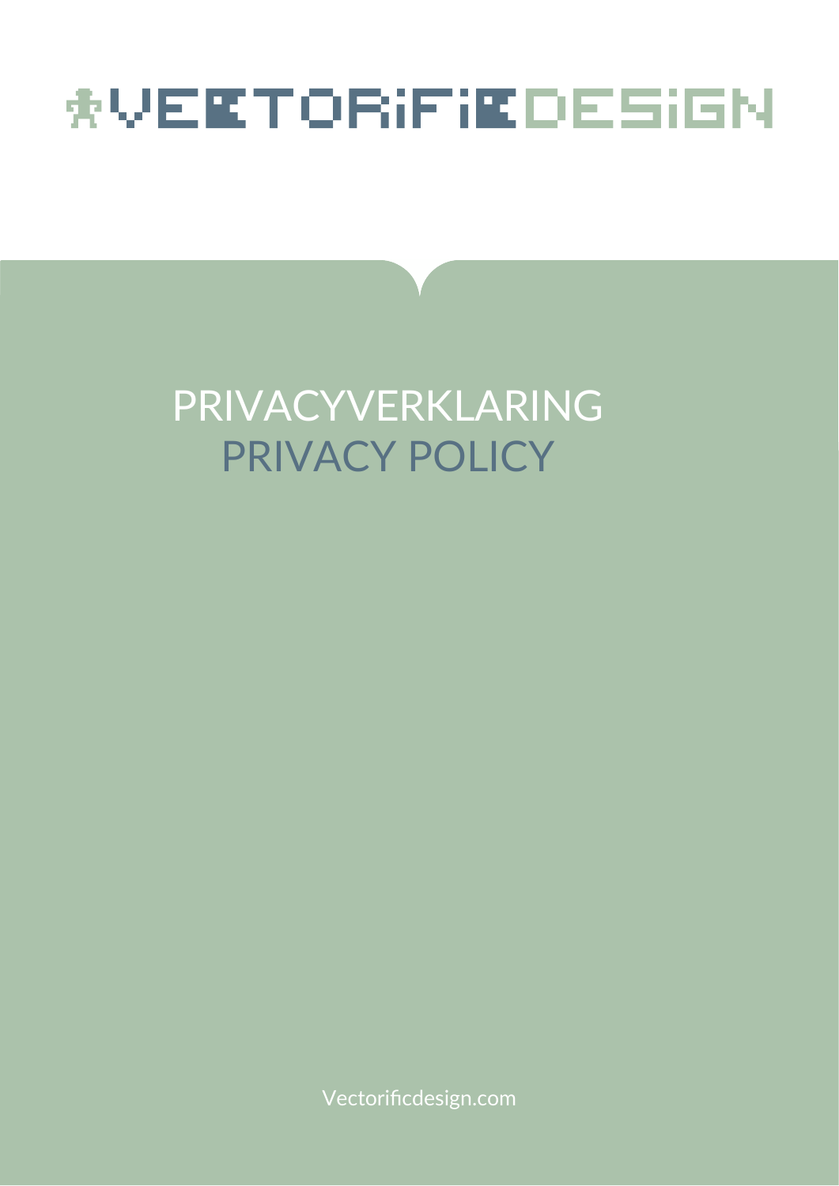VECTORIFIC DESIGN

# PRIVACYVERKLARING
# PRIVACY POLICY

Vectorificdesign.com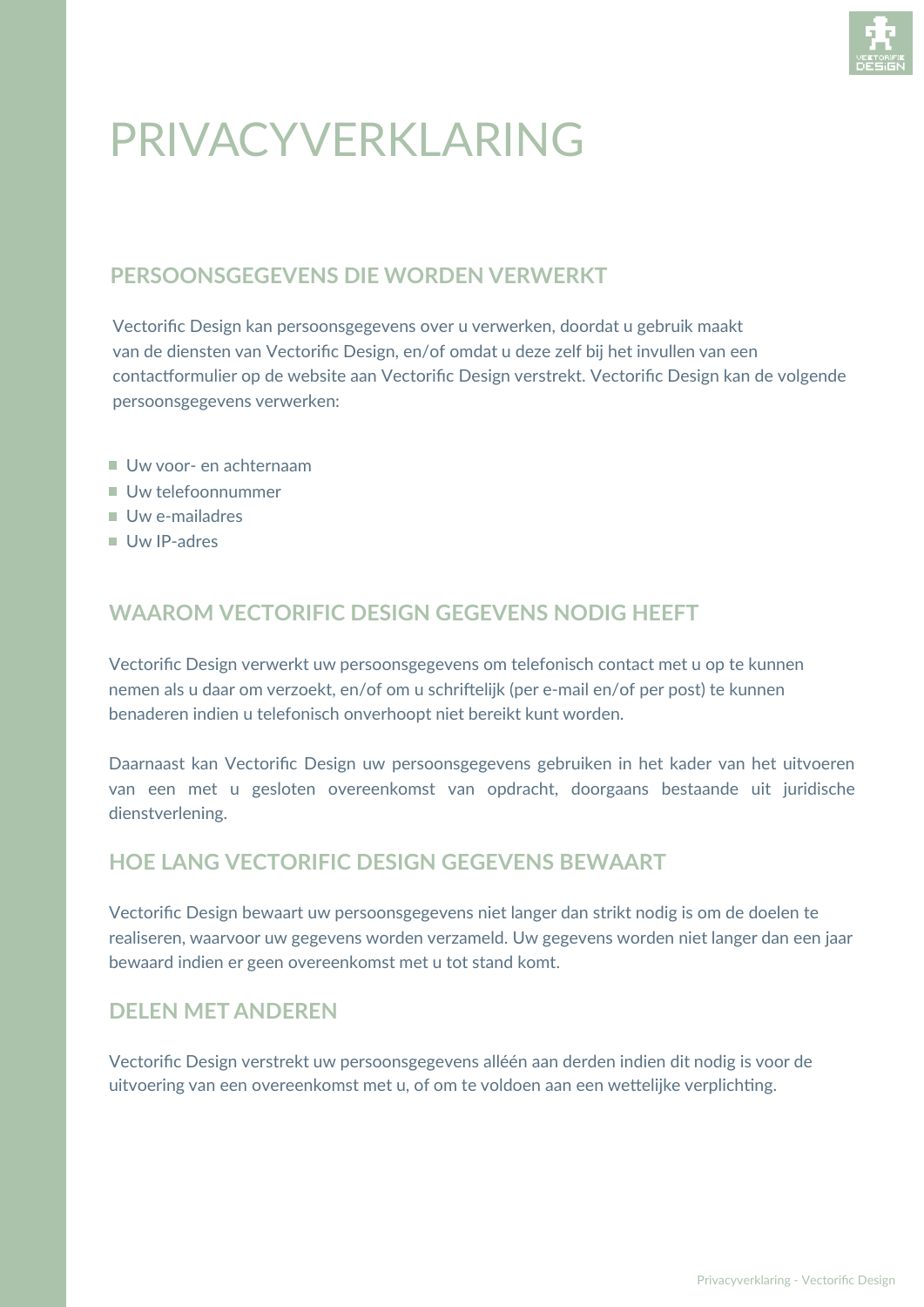# PRIVACYVERKLARING

## PERSOONSGEGEVENS DIE WORDEN VERWERKT

Vectorific Design kan persoonsgegevens over u verwerken, doordat u gebruik maakt van de diensten van Vectorific Design, en/of omdat u deze zelf bij het invullen van een contactformulier op de website aan Vectorific Design verstrekt. Vectorific Design kan de volgende persoonsgegevens verwerken:

- Uw voor- en achternaam
- Uw telefoonnummer
- Uw e-mailadres
- Uw IP-adres

## WAAROM VECTORIFIC DESIGN GEGEVENS NODIG HEEFT

Vectorific Design verwerkt uw persoonsgegevens om telefonisch contact met u op te kunnen nemen als u daar om verzoekt, en/of om u schriftelijk (per e-mail en/of per post) te kunnen benaderen indien u telefonisch onverhoopt niet bereikt kunt worden.

Daarnaast kan Vectorific Design uw persoonsgegevens gebruiken in het kader van het uitvoeren van een met u gesloten overeenkomst van opdracht, doorgaans bestaande uit juridische dienstverlening.

## HOE LANG VECTORIFIC DESIGN GEGEVENS BEWAART

Vectorific Design bewaart uw persoonsgegevens niet langer dan strikt nodig is om de doelen te realiseren, waarvoor uw gegevens worden verzameld. Uw gegevens worden niet langer dan een jaar bewaard indien er geen overeenkomst met u tot stand komt.

## DELEN MET ANDEREN

Vectorific Design verstrekt uw persoonsgegevens alléén aan derden indien dit nodig is voor de uitvoering van een overeenkomst met u, of om te voldoen aan een wettelijke verplichting.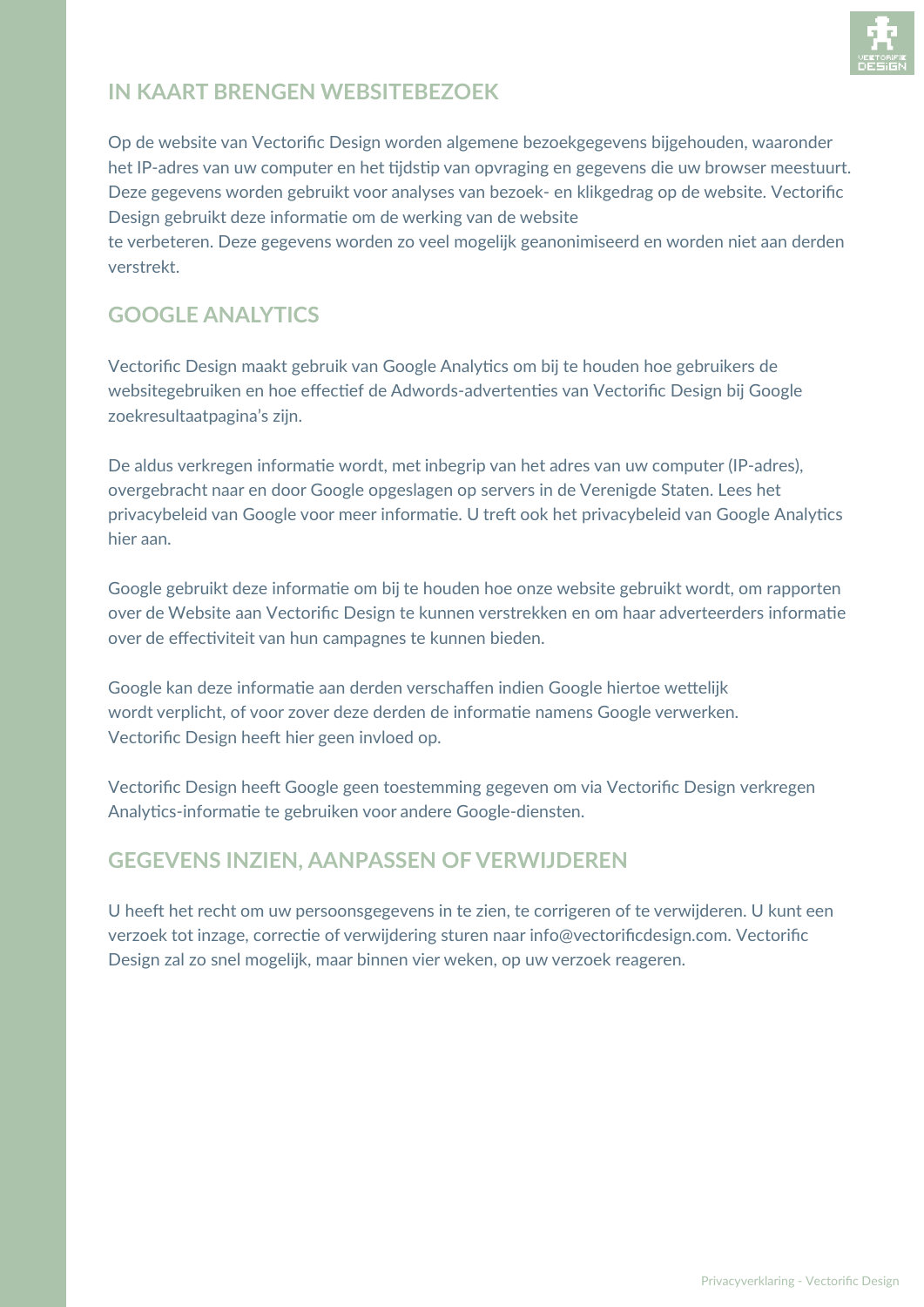## IN KAART BRENGEN WEBSITEBEZOEK

Op de website van Vectorific Design worden algemene bezoekgegevens bijgehouden, waaronder het IP-adres van uw computer en het tijdstip van opvraging en gegevens die uw browser meestuurt. Deze gegevens worden gebruikt voor analyses van bezoek- en klikgedrag op de website. Vectorific Design gebruikt deze informatie om de werking van de website te verbeteren. Deze gegevens worden zo veel mogelijk geanonimiseerd en worden niet aan derden verstrekt.

## GOOGLE ANALYTICS

Vectorific Design maakt gebruik van Google Analytics om bij te houden hoe gebruikers de websitegebruiken en hoe effectief de Adwords-advertenties van Vectorific Design bij Google zoekresultaatpagina's zijn.

De aldus verkregen informatie wordt, met inbegrip van het adres van uw computer (IP-adres), overgebracht naar en door Google opgeslagen op servers in de Verenigde Staten. Lees het privacybeleid van Google voor meer informatie. U treft ook het privacybeleid van Google Analytics hier aan.

Google gebruikt deze informatie om bij te houden hoe onze website gebruikt wordt, om rapporten over de Website aan Vectorific Design te kunnen verstrekken en om haar adverteerders informatie over de effectiviteit van hun campagnes te kunnen bieden.

Google kan deze informatie aan derden verschaffen indien Google hiertoe wettelijk wordt verplicht, of voor zover deze derden de informatie namens Google verwerken. Vectorific Design heeft hier geen invloed op.

Vectorific Design heeft Google geen toestemming gegeven om via Vectorific Design verkregen Analytics-informatie te gebruiken voor andere Google-diensten.

## GEGEVENS INZIEN, AANPASSEN OF VERWIJDEREN

U heeft het recht om uw persoonsgegevens in te zien, te corrigeren of te verwijderen. U kunt een verzoek tot inzage, correctie of verwijdering sturen naar info@vectorificdesign.com. Vectorific Design zal zo snel mogelijk, maar binnen vier weken, op uw verzoek reageren.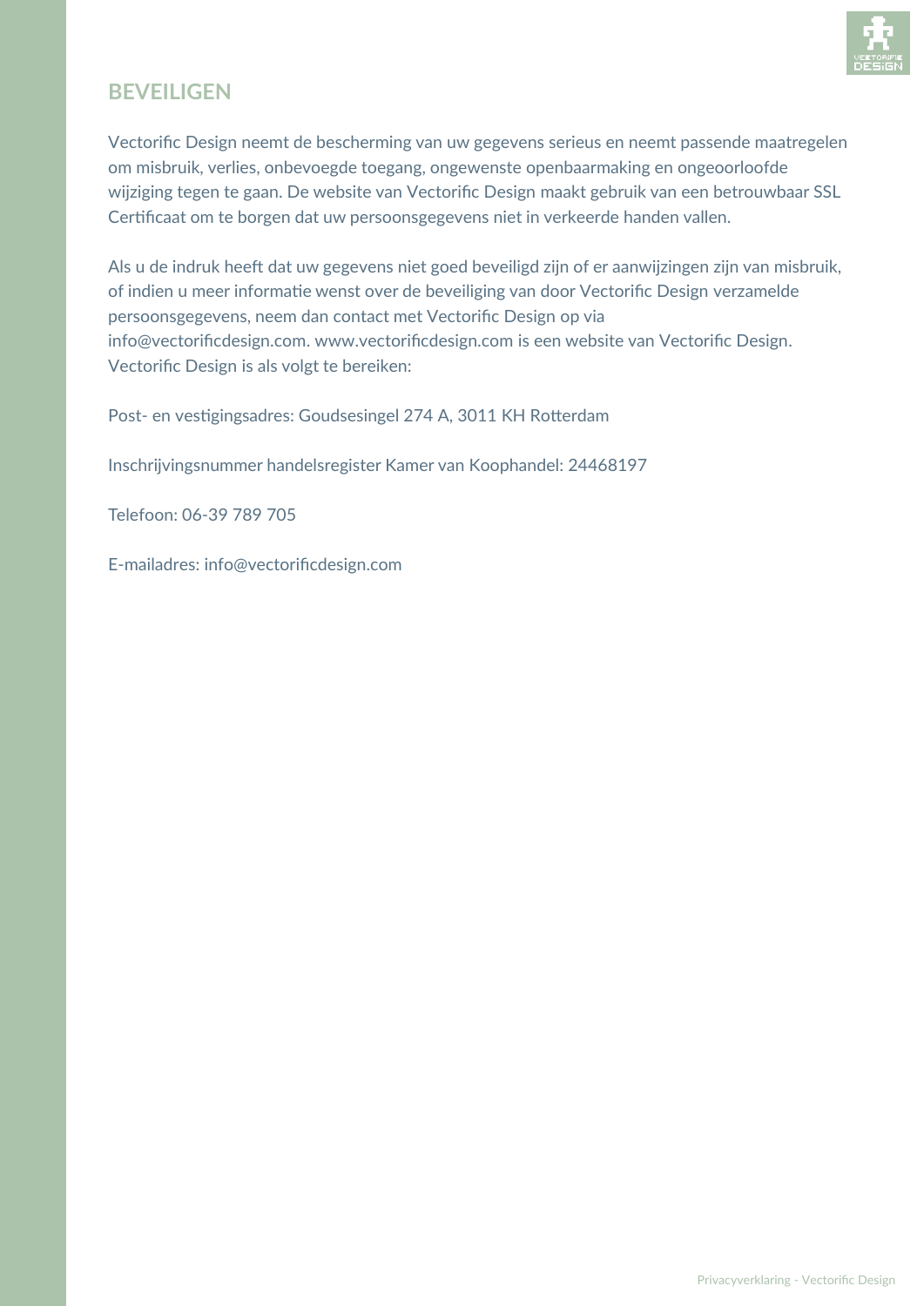## BEVEILIGEN

Vectorific Design neemt de bescherming van uw gegevens serieus en neemt passende maatregelen om misbruik, verlies, onbevoegde toegang, ongewenste openbaarmaking en ongeoorloofde wijziging tegen te gaan. De website van Vectorific Design maakt gebruik van een betrouwbaar SSL Certificaat om te borgen dat uw persoonsgegevens niet in verkeerde handen vallen.

Als u de indruk heeft dat uw gegevens niet goed beveiligd zijn of er aanwijzingen zijn van misbruik, of indien u meer informatie wenst over de beveiliging van door Vectorific Design verzamelde persoonsgegevens, neem dan contact met Vectorific Design op via info@vectorificdesign.com. www.vectorificdesign.com is een website van Vectorific Design. Vectorific Design is als volgt te bereiken:

Post- en vestigingsadres: Goudsesingel 274 A, 3011 KH Rotterdam

Inschrijvingsnummer handelsregister Kamer van Koophandel: 24468197

Telefoon: 06-39 789 705

E-mailadres: info@vectorificdesign.com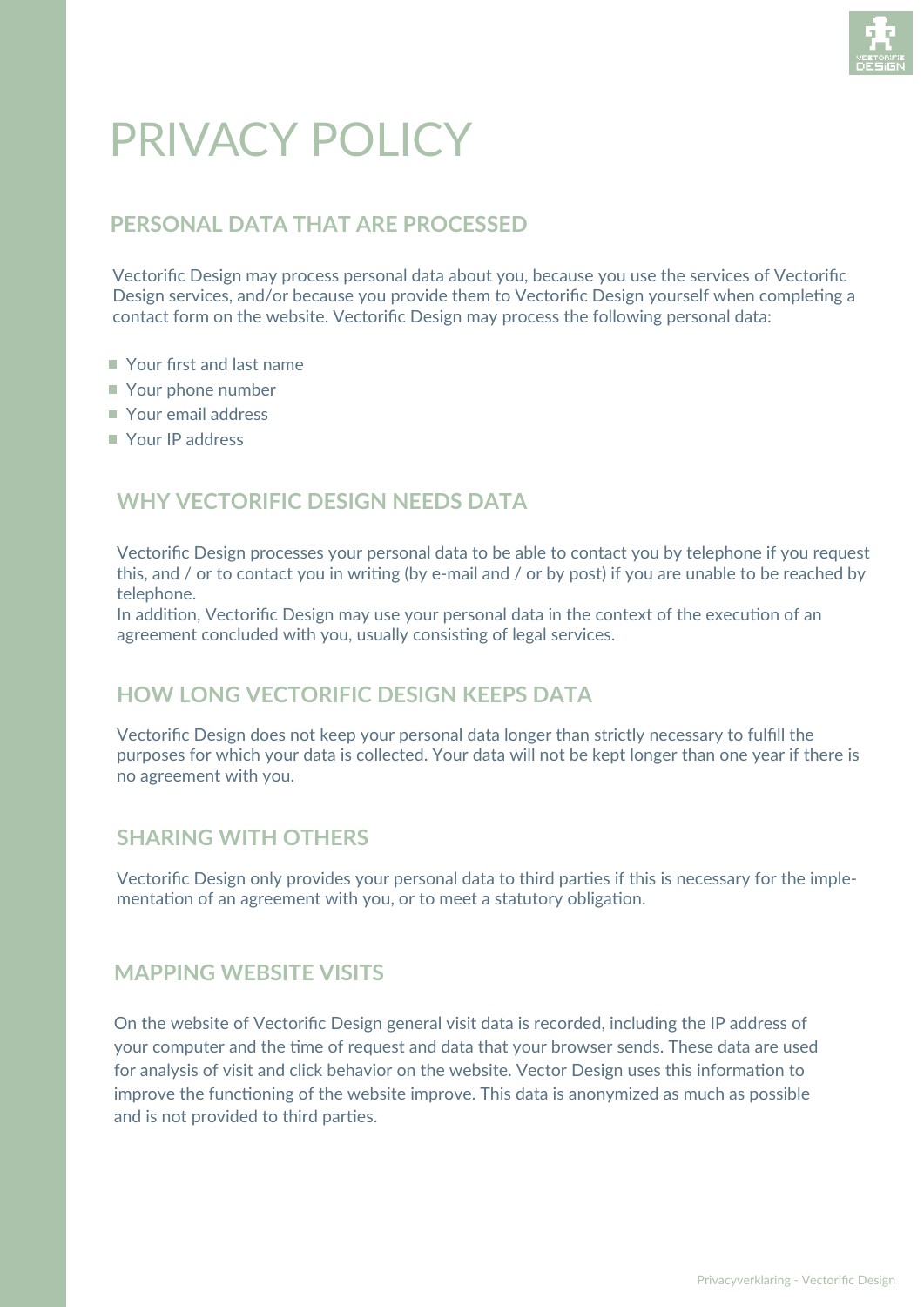# PRIVACY POLICY

## PERSONAL DATA THAT ARE PROCESSED

Vectorific Design may process personal data about you, because you use the services of Vectorific Design services, and/or because you provide them to Vectorific Design yourself when completing a contact form on the website. Vectorific Design may process the following personal data:

- Your first and last name
- Your phone number
- Your email address
- Your IP address

## WHY VECTORIFIC DESIGN NEEDS DATA

Vectorific Design processes your personal data to be able to contact you by telephone if you request this, and / or to contact you in writing (by e-mail and / or by post) if you are unable to be reached by telephone.
In addition, Vectorific Design may use your personal data in the context of the execution of an agreement concluded with you, usually consisting of legal services.

## HOW LONG VECTORIFIC DESIGN KEEPS DATA

Vectorific Design does not keep your personal data longer than strictly necessary to fulfill the purposes for which your data is collected. Your data will not be kept longer than one year if there is no agreement with you.

## SHARING WITH OTHERS

Vectorific Design only provides your personal data to third parties if this is necessary for the implementation of an agreement with you, or to meet a statutory obligation.

## MAPPING WEBSITE VISITS

On the website of Vectorific Design general visit data is recorded, including the IP address of your computer and the time of request and data that your browser sends. These data are used for analysis of visit and click behavior on the website. Vector Design uses this information to improve the functioning of the website improve. This data is anonymized as much as possible and is not provided to third parties.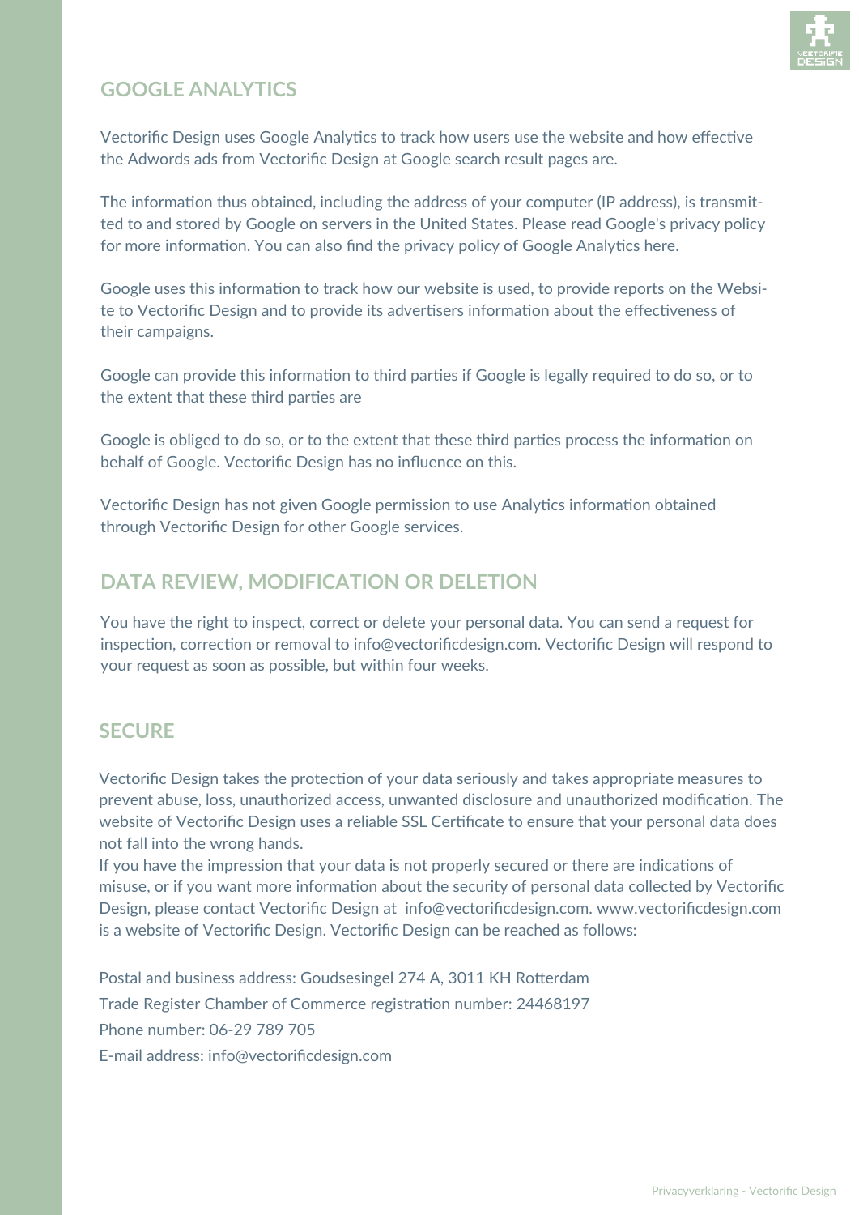## GOOGLE ANALYTICS

Vectorific Design uses Google Analytics to track how users use the website and how effective the Adwords ads from Vectorific Design at Google search result pages are.

The information thus obtained, including the address of your computer (IP address), is transmitted to and stored by Google on servers in the United States. Please read Google's privacy policy for more information. You can also find the privacy policy of Google Analytics here.

Google uses this information to track how our website is used, to provide reports on the Website to Vectorific Design and to provide its advertisers information about the effectiveness of their campaigns.

Google can provide this information to third parties if Google is legally required to do so, or to the extent that these third parties are

Google is obliged to do so, or to the extent that these third parties process the information on behalf of Google. Vectorific Design has no influence on this.

Vectorific Design has not given Google permission to use Analytics information obtained through Vectorific Design for other Google services.

## DATA REVIEW, MODIFICATION OR DELETION

You have the right to inspect, correct or delete your personal data. You can send a request for inspection, correction or removal to info@vectorificdesign.com. Vectorific Design will respond to your request as soon as possible, but within four weeks.

## SECURE

Vectorific Design takes the protection of your data seriously and takes appropriate measures to prevent abuse, loss, unauthorized access, unwanted disclosure and unauthorized modification. The website of Vectorific Design uses a reliable SSL Certificate to ensure that your personal data does not fall into the wrong hands.
If you have the impression that your data is not properly secured or there are indications of misuse, or if you want more information about the security of personal data collected by Vectorific Design, please contact Vectorific Design at info@vectorificdesign.com. www.vectorificdesign.com is a website of Vectorific Design. Vectorific Design can be reached as follows:

Postal and business address: Goudsesingel 274 A, 3011 KH Rotterdam
Trade Register Chamber of Commerce registration number: 24468197
Phone number: 06-29 789 705
E-mail address: info@vectorificdesign.com